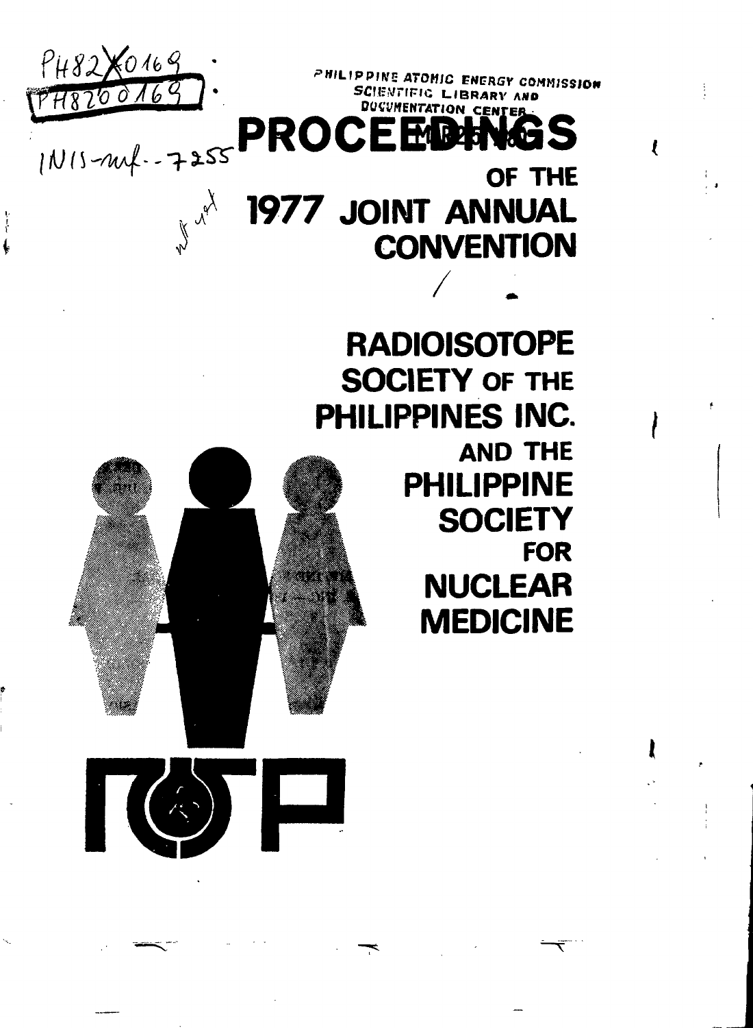PH82X0169

PH8200169

INIS-mf--7255

PHILIPPINE ATOMIC ENERGY COMMISSION
SCIENTIFIC LIBRARY AND
DOCUMENTATION CENTER

# PROCEEDINGS

# OF THE 1977 JOINT ANNUAL CONVENTION

# RADIOISOTOPE SOCIETY OF THE PHILIPPINES INC.

## AND THE

# PHILIPPINE SOCIETY FOR NUCLEAR MEDICINE

RSP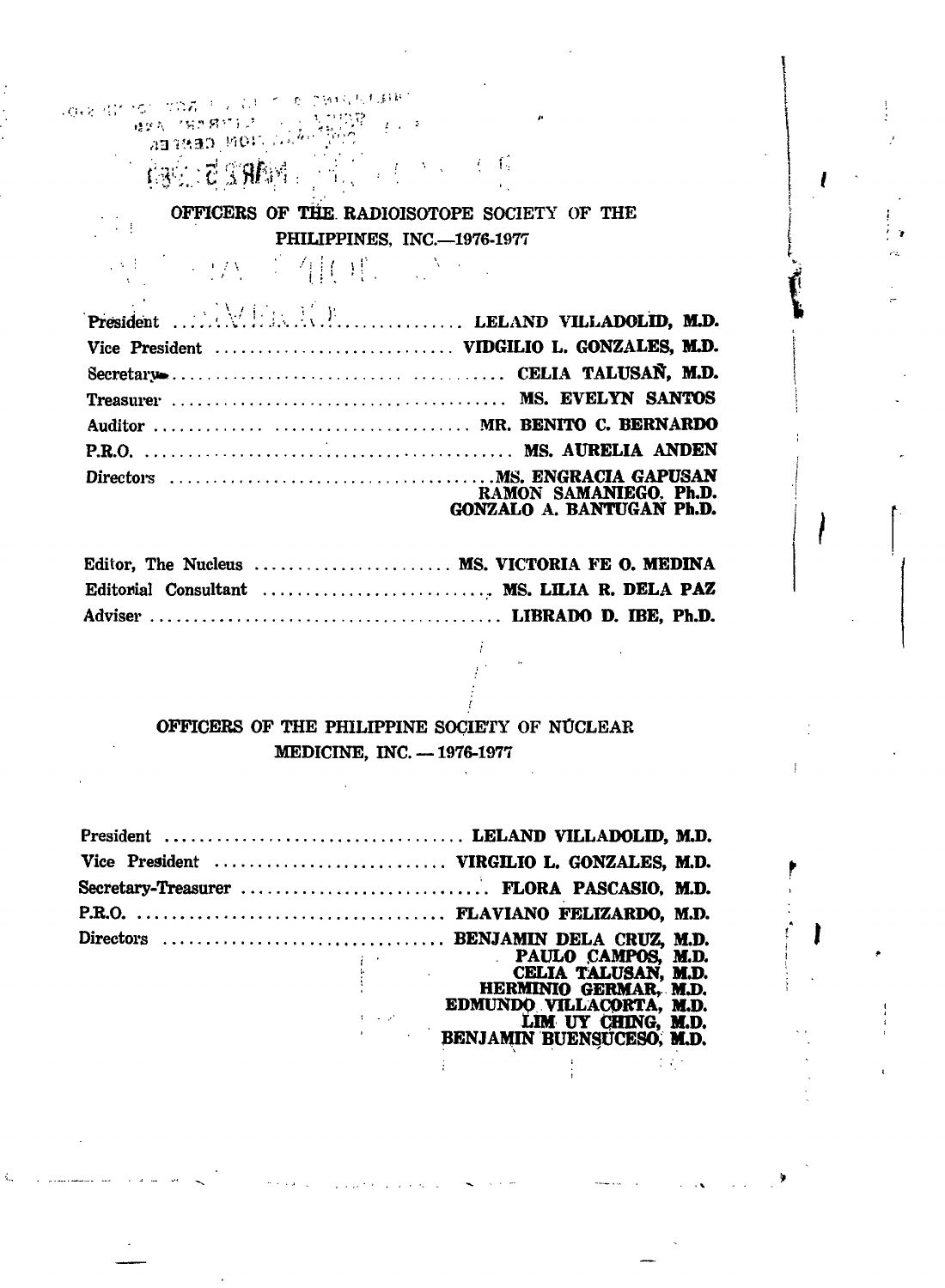## OFFICERS OF THE RADIOISOTOPE SOCIETY OF THE PHILIPPINES, INC.—1976-1977

| | |
|---|---|
| President | **LELAND VILLADOLID, M.D.** |
| Vice President | **VIDGILIO L. GONZALES, M.D.** |
| Secretary | **CELIA TALUSAÑ, M.D.** |
| Treasurer | **MS. EVELYN SANTOS** |
| Auditor | **MR. BENITO C. BERNARDO** |
| P.R.O. | **MS. AURELIA ANDEN** |
| Directors | **MS. ENGRACIA GAPUSAN**<br>**RAMON SAMANIEGO. Ph.D.**<br>**GONZALO A. BANTUGAN Ph.D.** |

| | |
|---|---|
| Editor, The Nucleus | **MS. VICTORIA FE O. MEDINA** |
| Editorial Consultant | **MS. LILIA R. DELA PAZ** |
| Adviser | **LIBRADO D. IBE, Ph.D.** |

## OFFICERS OF THE PHILIPPINE SOCIETY OF NÚCLEAR MEDICINE, INC. — 1976-1977

| | |
|---|---|
| President | **LELAND VILLADOLID, M.D.** |
| Vice President | **VIRGILIO L. GONZALES, M.D.** |
| Secretary-Treasurer | **FLORA PASCASIO, M.D.** |
| P.R.O. | **FLAVIANO FELIZARDO, M.D.** |
| Directors | **BENJAMIN DELA CRUZ, M.D.**<br>**PAULO CAMPOS, M.D.**<br>**CELIA TALUSAN, M.D.**<br>**HERMINIO GERMAR, M.D.**<br>**EDMUNDO VILLACORTA, M.D.**<br>**LIM UY CHING, M.D.**<br>**BENJAMIN BUENSUCESO, M.D.** |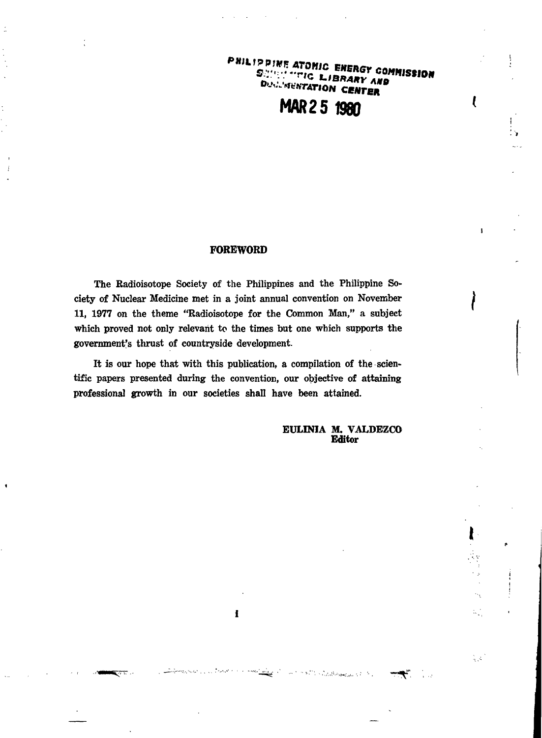PHILIPPINE ATOMIC ENERGY COMMISSION
SCIENTIFIC LIBRARY AND
DOCUMENTATION CENTER

MAR 25 1980

## FOREWORD

The Radioisotope Society of the Philippines and the Philippine Society of Nuclear Medicine met in a joint annual convention on November 11, 1977 on the theme "Radioisotope for the Common Man," a subject which proved not only relevant to the times but one which supports the government's thrust of countryside development.

It is our hope that with this publication, a compilation of the scientific papers presented during the convention, our objective of attaining professional growth in our societies shall have been attained.

**EULINIA M. VALDEZCO**
**Editor**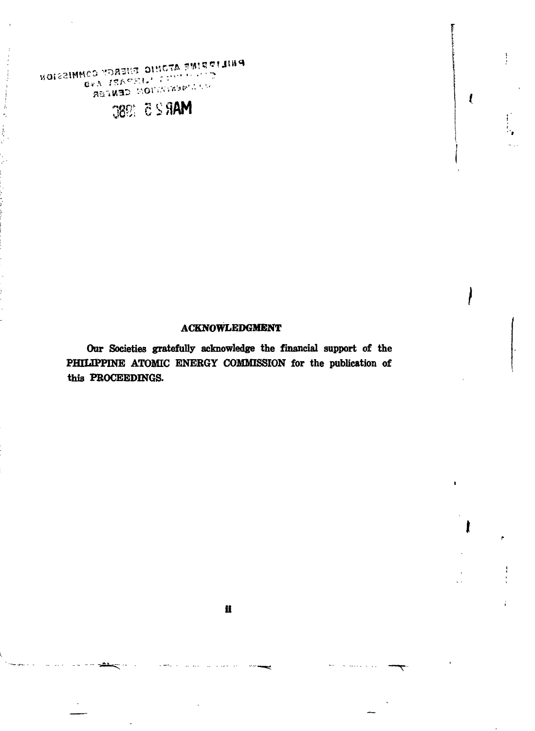## ACKNOWLEDGMENT

Our Societies gratefully acknowledge the financial support of the PHILIPPINE ATOMIC ENERGY COMMISSION for the publication of this PROCEEDINGS.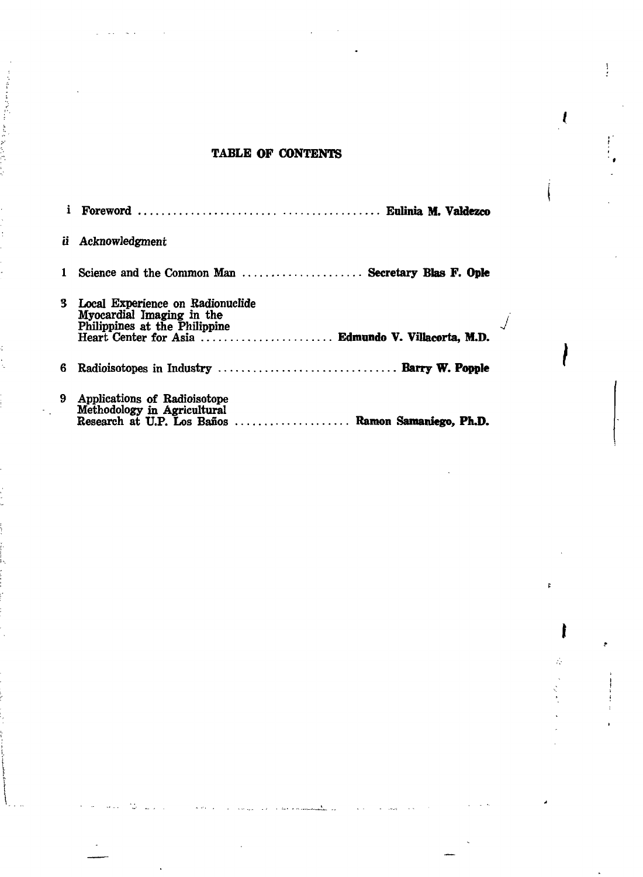# TABLE OF CONTENTS

| | | |
|---|---|---|
| i | Foreword | **Eulinia M. Valdezco** |
| *ii* | *Acknowledgment* | |
| 1 | Science and the Common Man | **Secretary Blas F. Ople** |
| 3 | Local Experience on Radionuclide Myocardial Imaging in the Philippines at the Philippine Heart Center for Asia | **Edmundo V. Villacorta, M.D.** |
| 6 | Radioisotopes in Industry | **Barry W. Popple** |
| 9 | Applications of Radioisotope Methodology in Agricultural Research at U.P. Los Baños | **Ramon Samaniego, Ph.D.** |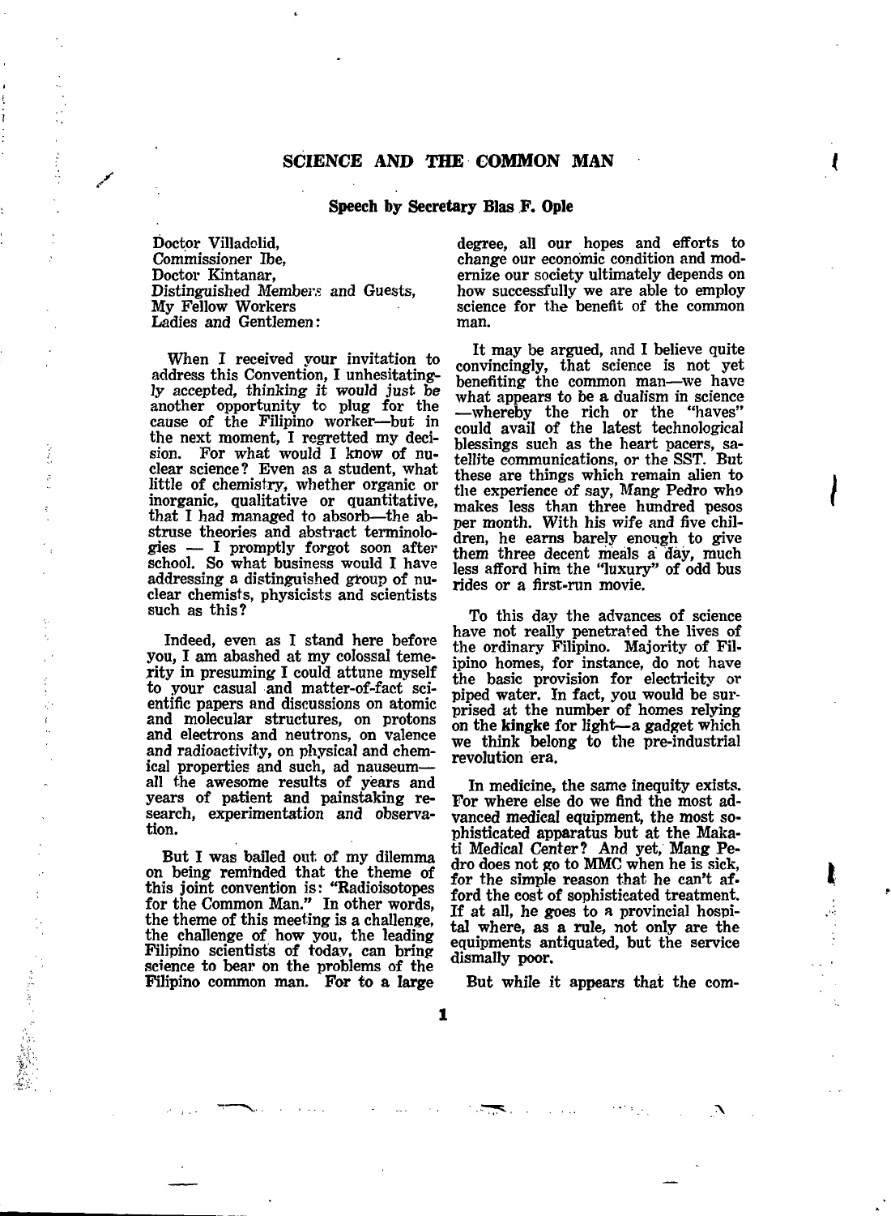## SCIENCE AND THE COMMON MAN

**Speech by Secretary Blas F. Ople**

Doctor Villadolid,
Commissioner Ibe,
Doctor Kintanar,
Distinguished Members and Guests,
My Fellow Workers
Ladies and Gentlemen:

When I received your invitation to address this Convention, I unhesitatingly accepted, thinking it would just be another opportunity to plug for the cause of the Filipino worker—but in the next moment, I regretted my decision. For what would I know of nuclear science? Even as a student, what little of chemistry, whether organic or inorganic, qualitative or quantitative, that I had managed to absorb—the abstruse theories and abstract terminologies — I promptly forgot soon after school. So what business would I have addressing a distinguished group of nuclear chemists, physicists and scientists such as this?

Indeed, even as I stand here before you, I am abashed at my colossal temerity in presuming I could attune myself to your casual and matter-of-fact scientific papers and discussions on atomic and molecular structures, on protons and electrons and neutrons, on valence and radioactivity, on physical and chemical properties and such, ad nauseum—all the awesome results of years and years of patient and painstaking research, experimentation and observation.

But I was bailed out of my dilemma on being reminded that the theme of this joint convention is: "Radioisotopes for the Common Man." In other words, the theme of this meeting is a challenge, the challenge of how you, the leading Filipino scientists of today, can bring science to bear on the problems of the Filipino common man. For to a large degree, all our hopes and efforts to change our economic condition and modernize our society ultimately depends on how successfully we are able to employ science for the benefit of the common man.

It may be argued, and I believe quite convincingly, that science is not yet benefiting the common man—we have what appears to be a dualism in science—whereby the rich or the "haves" could avail of the latest technological blessings such as the heart pacers, satellite communications, or the SST. But these are things which remain alien to the experience of say, Mang Pedro who makes less than three hundred pesos per month. With his wife and five children, he earns barely enough to give them three decent meals a day, much less afford him the "luxury" of odd bus rides or a first-run movie.

To this day the advances of science have not really penetrated the lives of the ordinary Filipino. Majority of Filipino homes, for instance, do not have the basic provision for electricity or piped water. In fact, you would be surprised at the number of homes relying on the **kingke** for light—a gadget which we think belong to the pre-industrial revolution era.

In medicine, the same inequity exists. For where else do we find the most advanced medical equipment, the most sophisticated apparatus but at the Makati Medical Center? And yet, Mang Pedro does not go to MMC when he is sick, for the simple reason that he can't afford the cost of sophisticated treatment. If at all, he goes to a provincial hospital where, as a rule, not only are the equipments antiquated, but the service dismally poor.

But while it appears that the com-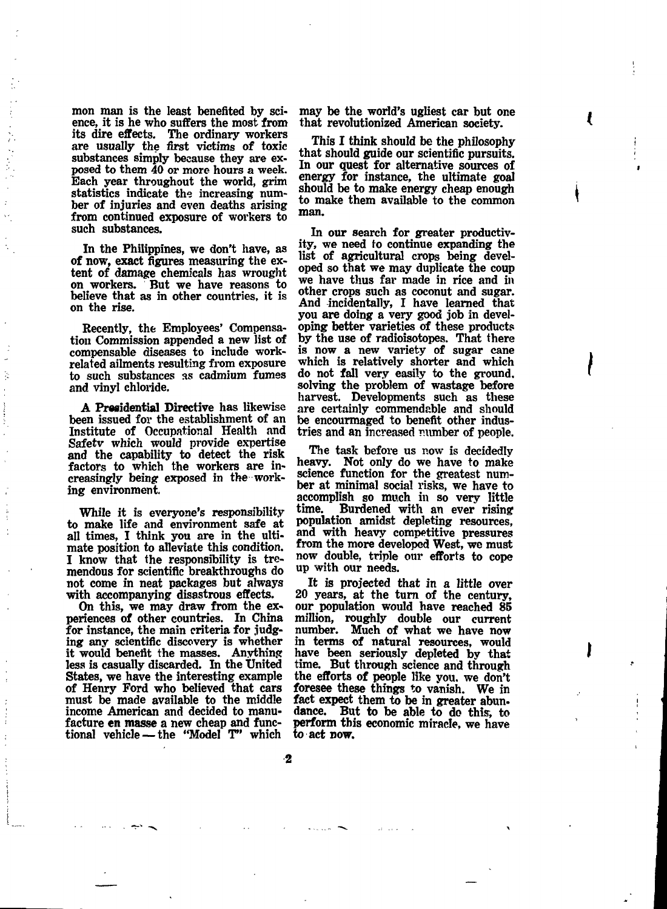mon man is the least benefited by science, it is he who suffers the most from its dire effects. The ordinary workers are usually the first victims of toxic substances simply because they are exposed to them 40 or more hours a week. Each year throughout the world, grim statistics indicate the increasing number of injuries and even deaths arising from continued exposure of workers to such substances.

In the Philippines, we don't have, as of now, exact figures measuring the extent of damage chemicals has wrought on workers. But we have reasons to believe that as in other countries, it is on the rise.

Recently, the Employees' Compensation Commission appended a new list of compensable diseases to include work-related ailments resulting from exposure to such substances as cadmium fumes and vinyl chloride.

**A Presidential Directive** has likewise been issued for the establishment of an Institute of Occupational Health and Safety which would provide expertise and the capability to detect the risk factors to which the workers are increasingly being exposed in the working environment.

While it is everyone's responsibility to make life and environment safe at all times, I think you are in the ultimate position to alleviate this condition. I know that the responsibility is tremendous for scientific breakthroughs do not come in neat packages but always with accompanying disastrous effects.

On this, we may draw from the experiences of other countries. In China for instance, the main criteria for judging any scientific discovery is whether it would benefit the masses. Anything less is casually discarded. In the United States, we have the interesting example of Henry Ford who believed that cars must be made available to the middle income American and decided to manufacture en masse a new cheap and functional vehicle — the "Model T" which may be the world's ugliest car but one that revolutionized American society.

This I think should be the philosophy that should guide our scientific pursuits. In our quest for alternative sources of energy for instance, the ultimate goal should be to make energy cheap enough to make them available to the common man.

In our search for greater productivity, we need to continue expanding the list of agricultural crops being developed so that we may duplicate the coup we have thus far made in rice and in other crops such as coconut and sugar. And incidentally, I have learned that you are doing a very good job in developing better varieties of these products by the use of radioisotopes. That there is now a new variety of sugar cane which is relatively shorter and which do not fall very easily to the ground, solving the problem of wastage before harvest. Developments such as these are certainly commendable and should be encourmaged to benefit other industries and an increased number of people.

The task before us now is decidedly heavy. Not only do we have to make science function for the greatest number at minimal social risks, we have to accomplish so much in so very little time. Burdened with an ever rising population amidst depleting resources, and with heavy competitive pressures from the more developed West, we must now double, triple our efforts to cope up with our needs.

It is projected that in a little over 20 years, at the turn of the century, our population would have reached 85 million, roughly double our current number. Much of what we have now in terms of natural resources, would have been seriously depleted by that time. But through science and through the efforts of people like you, we don't foresee these things to vanish. We in fact expect them to be in greater abundance. But to be able to do this, to perform this economic miracle, we have to act now.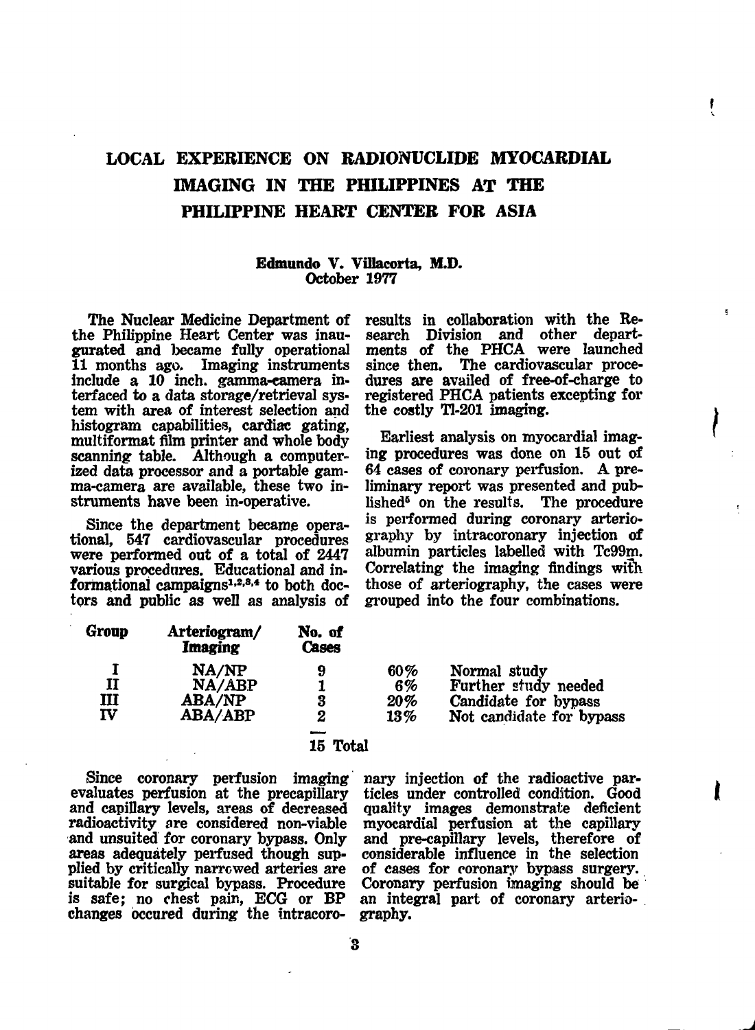# LOCAL EXPERIENCE ON RADIONUCLIDE MYOCARDIAL IMAGING IN THE PHILIPPINES AT THE PHILIPPINE HEART CENTER FOR ASIA

**Edmundo V. Villacorta, M.D.**
**October 1977**

The Nuclear Medicine Department of the Philippine Heart Center was inaugurated and became fully operational 11 months ago. Imaging instruments include a 10 inch. gamma-camera interfaced to a data storage/retrieval system with area of interest selection and histogram capabilities, cardiac gating, multiformat film printer and whole body scanning table. Although a computerized data processor and a portable gamma-camera are available, these two instruments have been in-operative.

Since the department became operational, 547 cardiovascular procedures were performed out of a total of 2447 various procedures. Educational and informational campaigns[1,2,3,4] to both doctors and public as well as analysis of results in collaboration with the Research Division and other departments of the PHCA were launched since then. The cardiovascular procedures are availed of free-of-charge to registered PHCA patients excepting for the costly Tl-201 imaging.

Earliest analysis on myocardial imaging procedures was done on 15 out of 64 cases of coronary perfusion. A preliminary report was presented and published[5] on the results. The procedure is performed during coronary arteriography by intracoronary injection of albumin particles labelled with Tc99m. Correlating the imaging findings with those of arteriography, the cases were grouped into the four combinations.

| Group | Arteriogram/ Imaging | No. of Cases | | |
|---|---|---|---|---|
| I | NA/NP | 9 | 60% | Normal study |
| II | NA/ABP | 1 | 6% | Further study needed |
| III | ABA/NP | 3 | 20% | Candidate for bypass |
| IV | ABA/ABP | 2 | 13% | Not candidate for bypass |
| | | 15 Total | | |

Since coronary perfusion imaging evaluates perfusion at the precapillary and capillary levels, areas of decreased radioactivity are considered non-viable and unsuited for coronary bypass. Only areas adequately perfused though supplied by critically narrowed arteries are suitable for surgical bypass. Procedure is safe; no chest pain, ECG or BP changes occured during the intracoronary injection of the radioactive particles under controlled condition. Good quality images demonstrate deficient myocardial perfusion at the capillary and pre-capillary levels, therefore of considerable influence in the selection of cases for coronary bypass surgery. Coronary perfusion imaging should be an integral part of coronary arteriography.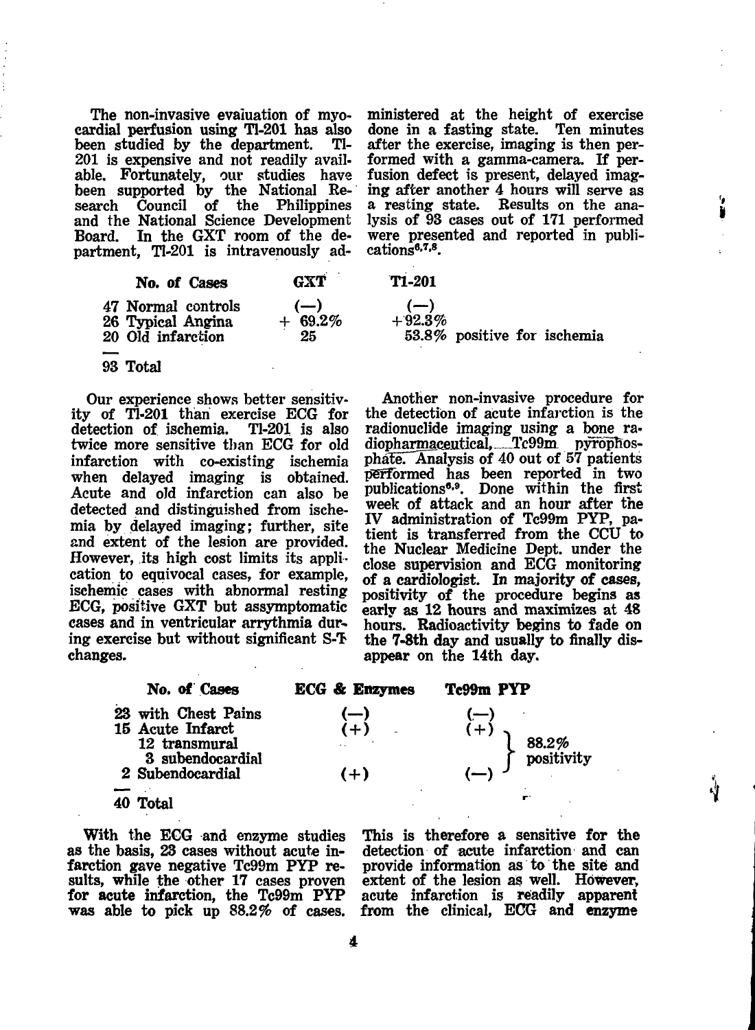The non-invasive evaluation of myocardial perfusion using Tl-201 has also been studied by the department. Tl-201 is expensive and not readily available. Fortunately, our studies have been supported by the National Research Council of the Philippines and the National Science Development Board. In the GXT room of the department, Tl-201 is intravenously administered at the height of exercise done in a fasting state. Ten minutes after the exercise, imaging is then performed with a gamma-camera. If perfusion defect is present, delayed imaging after another 4 hours will serve as a resting state. Results on the analysis of 93 cases out of 171 performed were presented and reported in publications[6,7,8].

| No. of Cases | GXT | Tl-201 |
|---|---|---|
| 47 Normal controls | (—) | (—) |
| 26 Typical Angina | + 69.2% | +92.3% |
| 20 Old infarction | 25 | 53.8% positive for ischemia |
| 93 Total | | |

Our experience shows better sensitivity of Tl-201 than exercise ECG for detection of ischemia. Tl-201 is also twice more sensitive than ECG for old infarction with co-existing ischemia when delayed imaging is obtained. Acute and old infarction can also be detected and distinguished from ischemia by delayed imaging; further, site and extent of the lesion are provided. However, its high cost limits its application to equivocal cases, for example, ischemic cases with abnormal resting ECG, positive GXT but assymptomatic cases and in ventricular arrythmia during exercise but without significant S-T changes.

Another non-invasive procedure for the detection of acute infarction is the radionuclide imaging using a bone radiopharmaceutical, Tc99m pyrophosphate. Analysis of 40 out of 57 patients performed has been reported in two publications[6,9]. Done within the first week of attack and an hour after the IV administration of Tc99m PYP, patient is transferred from the CCU to the Nuclear Medicine Dept. under the close supervision and ECG monitoring of a cardiologist. In majority of cases, positivity of the procedure begins as early as 12 hours and maximizes at 48 hours. Radioactivity begins to fade on the 7-8th day and usually to finally disappear on the 14th day.

| No. of Cases | ECG & Enzymes | Tc99m PYP | |
|---|---|---|---|
| 23 with Chest Pains | (—) | (—) | |
| 15 Acute Infarct | (+) | (+) | 88.2% positivity |
| 12 transmural | | | |
| 3 subendocardial | | | |
| 2 Subendocardial | (+) | (—) | |
| 40 Total | | | |

With the ECG and enzyme studies as the basis, 23 cases without acute infarction gave negative Tc99m PYP results, while the other 17 cases proven for acute infarction, the Tc99m PYP was able to pick up 88.2% of cases. This is therefore a sensitive for the detection of acute infarction and can provide information as to the site and extent of the lesion as well. However, acute infarction is readily apparent from the clinical, ECG and enzyme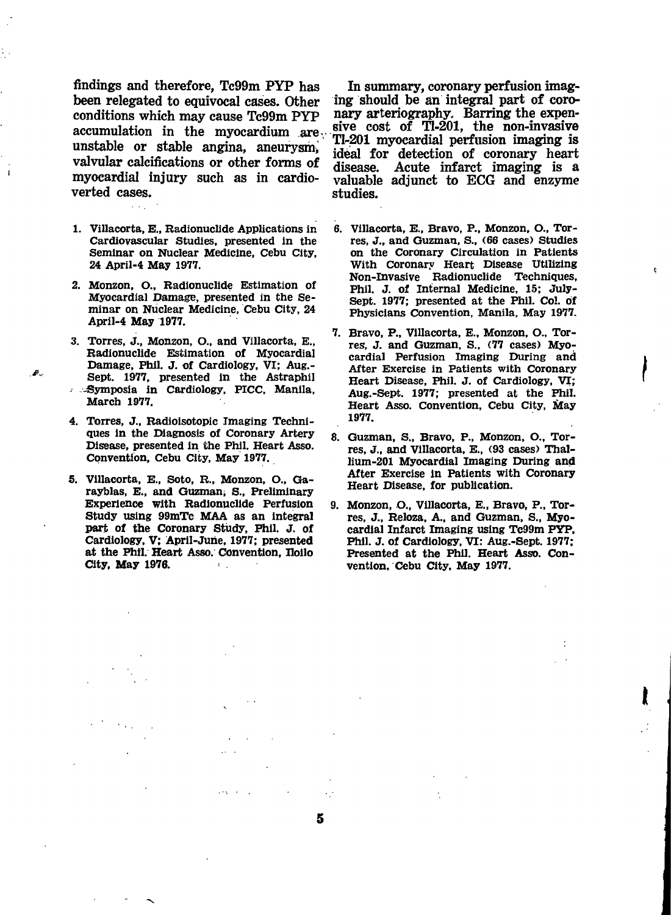findings and therefore, Tc99m PYP has been relegated to equivocal cases. Other conditions which may cause Tc99m PYP accumulation in the myocardium are unstable or stable angina, aneurysm, valvular calcifications or other forms of myocardial injury such as in cardioverted cases.

In summary, coronary perfusion imaging should be an integral part of coronary arteriography. Barring the expensive cost of Tl-201, the non-invasive Tl-201 myocardial perfusion imaging is ideal for detection of coronary heart disease. Acute infarct imaging is a valuable adjunct to ECG and enzyme studies.

1. Villacorta, E., Radionuclide Applications in Cardiovascular Studies, presented in the Seminar on Nuclear Medicine, Cebu City, 24 April-4 May 1977.
2. Monzon, O., Radionuclide Estimation of Myocardial Damage, presented in the Seminar on Nuclear Medicine, Cebu City, 24 April-4 May 1977.
3. Torres, J., Monzon, O., and Villacorta, E., Radionuclide Estimation of Myocardial Damage, Phil. J. of Cardiology, VI; Aug.-Sept. 1977, presented in the Astraphil Symposia in Cardiology, PICC, Manila, March 1977.
4. Torres, J., Radioisotopic Imaging Techniques in the Diagnosis of Coronary Artery Disease, presented in the Phil. Heart Asso. Convention, Cebu City, May 1977.
5. Villacorta, E., Soto, R., Monzon, O., Garayblas, E., and Guzman, S., Preliminary Experience with Radionuclide Perfusion Study using 99mTc MAA as an integral part of the Coronary Study, Phil. J. of Cardiology, V; April-June, 1977; presented at the Phil. Heart Asso. Convention, Iloilo City, May 1976.
6. Villacorta, E., Bravo, P., Monzon, O., Torres, J., and Guzman, S., (66 cases) Studies on the Coronary Circulation in Patients With Coronary Heart Disease Utilizing Non-Invasive Radionuclide Techniques, Phil. J. of Internal Medicine, 15; July-Sept. 1977; presented at the Phil. Col. of Physicians Convention, Manila, May 1977.
7. Bravo, P., Villacorta, E., Monzon, O., Torres, J. and Guzman, S., (77 cases) Myocardial Perfusion Imaging During and After Exercise in Patients with Coronary Heart Disease, Phil. J. of Cardiology, VI; Aug.-Sept. 1977; presented at the Phil. Heart Asso. Convention, Cebu City, May 1977.
8. Guzman, S., Bravo, P., Monzon, O., Torres, J., and Villacorta, E., (93 cases) Thallium-201 Myocardial Imaging During and After Exercise in Patients with Coronary Heart Disease, for publication.
9. Monzon, O., Villacorta, E., Bravo, P., Torres, J., Reloza, A., and Guzman, S., Myocardial Infarct Imaging using Tc99m PYP, Phil. J. of Cardiology, VI: Aug.-Sept. 1977; Presented at the Phil. Heart Asso. Convention, Cebu City, May 1977.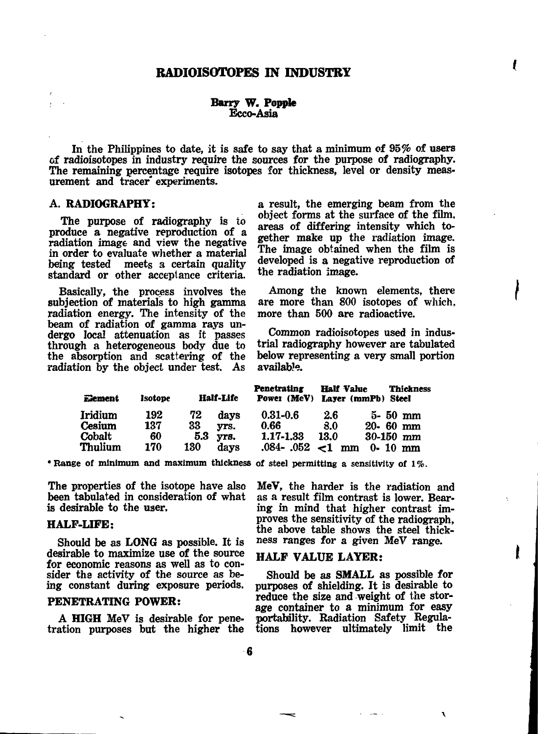# RADIOISOTOPES IN INDUSTRY

**Barry W. Popple**
Ecco-Asia

In the Philippines to date, it is safe to say that a minimum of 95% of users of radioisotopes in industry require the sources for the purpose of radiography. The remaining percentage require isotopes for thickness, level or density measurement and tracer experiments.

## A. RADIOGRAPHY:

The purpose of radiography is to produce a negative reproduction of a radiation image and view the negative in order to evaluate whether a material being tested meets a certain quality standard or other acceptance criteria.

Basically, the process involves the subjection of materials to high gamma radiation energy. The intensity of the beam of radiation of gamma rays undergo local attenuation as it passes through a heterogeneous body due to the absorption and scattering of the radiation by the object under test. As a result, the emerging beam from the object forms at the surface of the film, areas of differing intensity which together make up the radiation image. The image obtained when the film is developed is a negative reproduction of the radiation image.

Among the known elements, there are more than 800 isotopes of which, more than 500 are radioactive.

Common radioisotopes used in industrial radiography however are tabulated below representing a very small portion available.

| Element | Isotope | Half-Life | Penetrating Power (MeV) | Half Value Layer (mmPb) | Thickness Steel* |
|---|---|---|---|---|---|
| Iridium | 192 | 72 days | 0.31-0.6 | 2.6 | 5- 50 mm |
| Cesium | 137 | 33 yrs. | 0.66 | 8.0 | 20- 60 mm |
| Cobalt | 60 | 5.3 yrs. | 1.17-1.33 | 13.0 | 30-150 mm |
| Thulium | 170 | 130 days | .084- .052 | <1 mm | 0- 10 mm |

* Range of minimum and maximum thickness of steel permitting a sensitivity of 1%.

The properties of the isotope have also been tabulated in consideration of what is desirable to the user.

### HALF-LIFE:

Should be as **LONG** as possible. It is desirable to maximize use of the source for economic reasons as well as to consider the activity of the source as being constant during exposure periods.

### PENETRATING POWER:

A **HIGH** MeV is desirable for penetration purposes but the higher the MeV, the harder is the radiation and as a result film contrast is lower. Bearing in mind that higher contrast improves the sensitivity of the radiograph, the above table shows the steel thickness ranges for a given MeV range.

### HALF VALUE LAYER:

Should be as **SMALL** as possible for purposes of shielding. It is desirable to reduce the size and weight of the storage container to a minimum for easy portability. Radiation Safety Regulations however ultimately limit the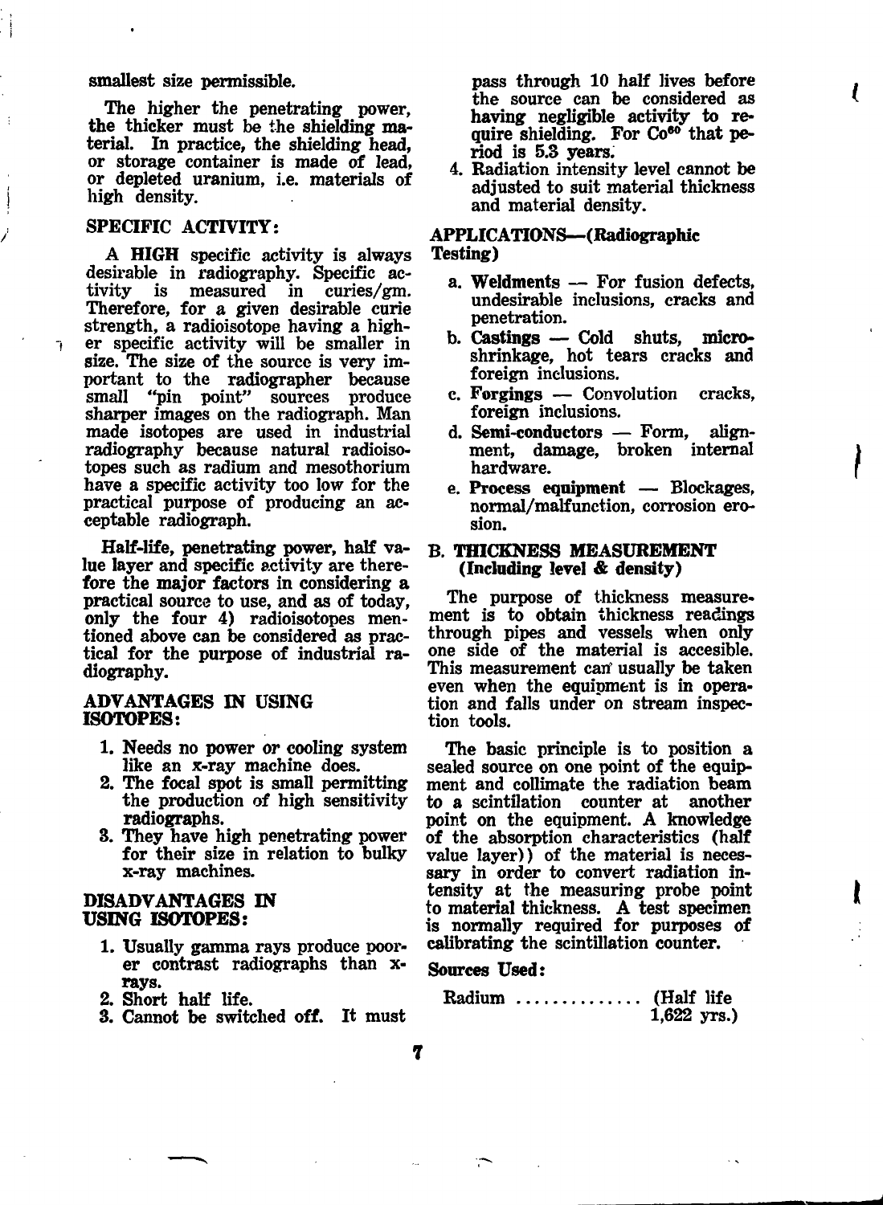smallest size permissible.

The higher the penetrating power, the thicker must be the shielding material. In practice, the shielding head, or storage container is made of lead, or depleted uranium, i.e. materials of high density.

### SPECIFIC ACTIVITY:

A **HIGH** specific activity is always desirable in radiography. Specific activity is measured in curies/gm. Therefore, for a given desirable curie strength, a radioisotope having a higher specific activity will be smaller in size. The size of the source is very important to the radiographer because small "pin point" sources produce sharper images on the radiograph. Man made isotopes are used in industrial radiography because natural radioisotopes such as radium and mesothorium have a specific activity too low for the practical purpose of producing an acceptable radiograph.

**Half-life, penetrating power, half value layer and specific activity are therefore the major factors in considering a practical source to use, and as of today, only the four 4) radioisotopes mentioned above can be considered as practical for the purpose of industrial radiography.**

### ADVANTAGES IN USING ISOTOPES:

1. Needs no power or cooling system like an x-ray machine does.
2. The focal spot is small permitting the production of high sensitivity radiographs.
3. They have high penetrating power for their size in relation to bulky x-ray machines.

### DISADVANTAGES IN USING ISOTOPES:

1. Usually gamma rays produce poorer contrast radiographs than x-rays.
2. Short half life.
3. Cannot be switched off. It must pass through 10 half lives before the source can be considered as having negligible activity to require shielding. For $Co^{60}$ that period is 5.3 years.
4. Radiation intensity level cannot be adjusted to suit material thickness and material density.

### APPLICATIONS—(Radiographic Testing)

a. **Weldments** — For fusion defects, undesirable inclusions, cracks and penetration.
b. **Castings** — Cold shuts, microshrinkage, hot tears cracks and foreign inclusions.
c. **Forgings** — Convolution cracks, foreign inclusions.
d. **Semi-conductors** — Form, alignment, damage, broken internal hardware.
e. **Process equipment** — Blockages, normal/malfunction, corrosion erosion.

## B. THICKNESS MEASUREMENT (Including level & density)

The purpose of thickness measurement is to obtain thickness readings through pipes and vessels when only one side of the material is accesible. This measurement can usually be taken even when the equipment is in operation and falls under on stream inspection tools.

The basic principle is to position a sealed source on one point of the equipment and collimate the radiation beam to a scintilation counter at another point on the equipment. A knowledge of the absorption characteristics (half value layer)) of the material is necessary in order to convert radiation intensity at the measuring probe point to material thickness. A test specimen is normally required for purposes of calibrating the scintillation counter.

**Sources Used:**

Radium .............. (Half life 1,622 yrs.)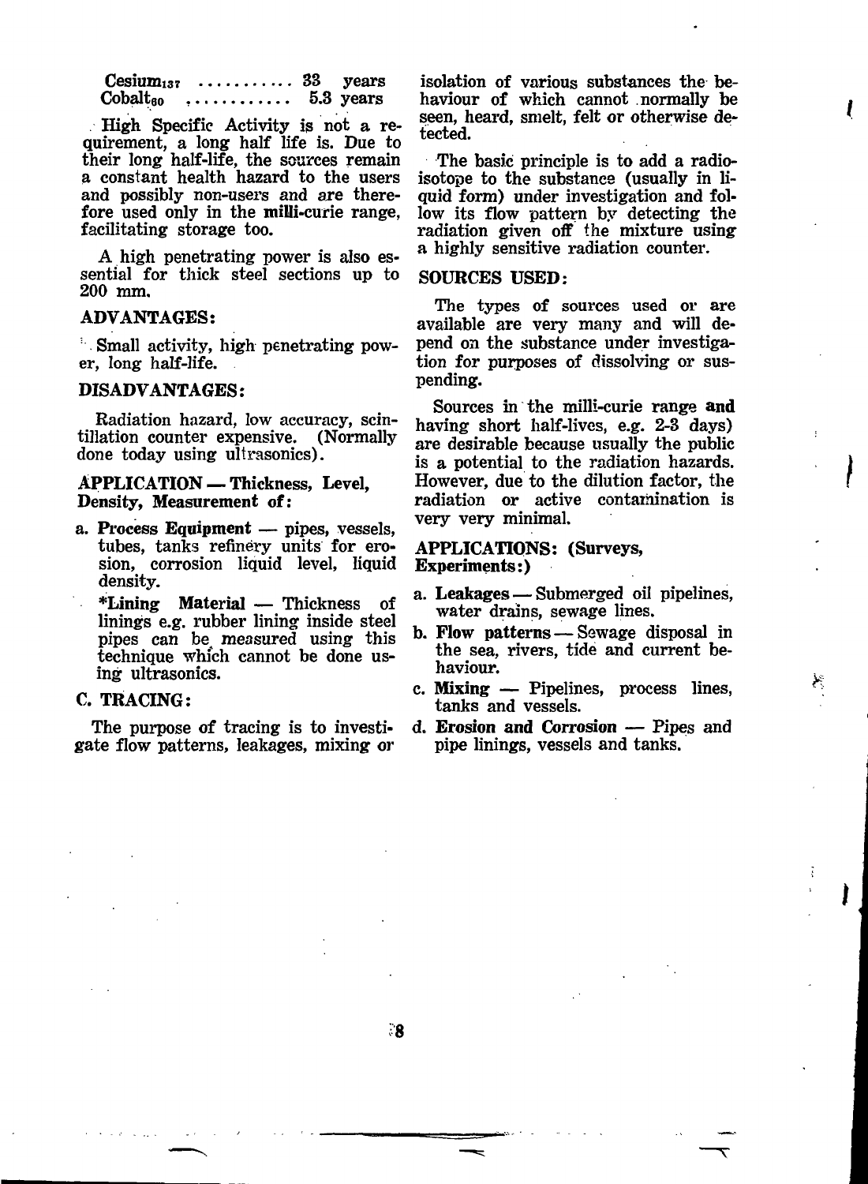$Cesium_{137}$ ........... 33 years
$Cobalt_{60}$ ............ 5.3 years

High Specific Activity is not a requirement, a long half life is. Due to their long half-life, the sources remain a constant health hazard to the users and possibly non-users and are therefore used only in the **milli**-curie range, facilitating storage too.

A high penetrating power is also essential for thick steel sections up to 200 mm.

### ADVANTAGES:

Small activity, high penetrating power, long half-life.

### DISADVANTAGES:

Radiation hazard, low accuracy, scintillation counter expensive. (Normally done today using ultrasonics).

### APPLICATION — Thickness, Level, Density, Measurement of:

a. **Process Equipment** — pipes, vessels, tubes, tanks refinery units for erosion, corrosion liquid level, liquid density.

   ***Lining Material** — Thickness of linings e.g. rubber lining inside steel pipes can be measured using this technique which cannot be done using ultrasonics.

### C. TRACING:

The purpose of tracing is to investigate flow patterns, leakages, mixing or isolation of various substances the behaviour of which cannot normally be seen, heard, smelt, felt or otherwise detected.

The basic principle is to add a radio-isotope to the substance (usually in liquid form) under investigation and follow its flow pattern by detecting the radiation given off the mixture using a highly sensitive radiation counter.

### SOURCES USED:

The types of sources used or are available are very many and will depend on the substance under investigation for purposes of dissolving or suspending.

Sources in the milli-curie range **and** having short half-lives, e.g. 2-3 days) are desirable because usually the public is a potential to the radiation hazards. However, due to the dilution factor, the radiation or active contamination is very very minimal.

### APPLICATIONS: (Surveys, Experiments:)

a. **Leakages** — Submerged oil pipelines, water drains, sewage lines.
b. **Flow patterns** — Sewage disposal in the sea, rivers, tide and current behaviour.
c. **Mixing** — Pipelines, process lines, tanks and vessels.
d. **Erosion and Corrosion** — Pipes and pipe linings, vessels and tanks.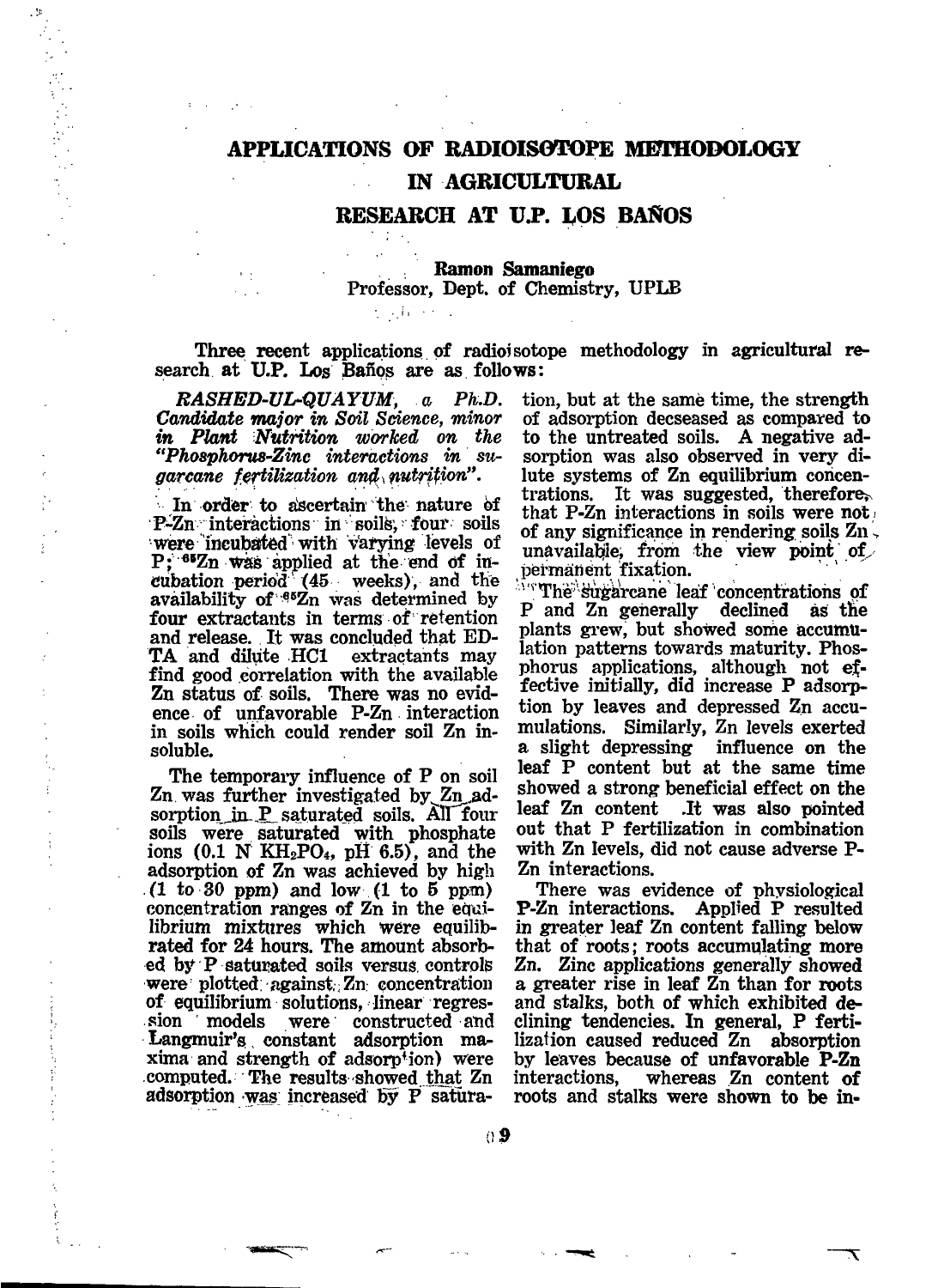# APPLICATIONS OF RADIOISOTOPE METHODOLOGY IN AGRICULTURAL RESEARCH AT U.P. LOS BAÑOS

**Ramon Samaniego**
Professor, Dept. of Chemistry, UPLB

Three recent applications of radioisotope methodology in agricultural research at U.P. Los Baños are as follows:

***RASHED-UL-QUAYUM**, a Ph.D. Candidate major in Soil Science, minor in Plant Nutrition worked on the "Phosphorus-Zinc interactions in sugarcane fertilization and nutrition".*

In order to ascertain the nature of P-Zn interactions in soils, four soils were incubated with varying levels of P; $^{65}Zn$ was applied at the end of incubation period (45 weeks), and the availability of $^{65}Zn$ was determined by four extractants in terms of retention and release. It was concluded that EDTA and dilute HCl extractants may find good correlation with the available Zn status of soils. There was no evidence of unfavorable P-Zn interaction in soils which could render soil Zn insoluble.

The temporary influence of P on soil Zn was further investigated by Zn adsorption in P saturated soils. All four soils were saturated with phosphate ions (0.1 N $KH_2PO_4$, pH 6.5), and the adsorption of Zn was achieved by high (1 to 30 ppm) and low (1 to 5 ppm) concentration ranges of Zn in the equilibrium mixtures which were equilibrated for 24 hours. The amount absorbed by P saturated soils versus controls were plotted against Zn concentration of equilibrium solutions, linear regression models were constructed and Langmuir's constant adsorption maxima and strength of adsorption) were computed. The results showed that Zn adsorption was increased by P saturation, but at the same time, the strength of adsorption decseased as compared to the untreated soils. A negative adsorption was also observed in very dilute systems of Zn equilibrium concentrations. It was suggested, therefore, that P-Zn interactions in soils were not of any significance in rendering soils Zn unavailable, from the view point of permanent fixation.

The sugarcane leaf concentrations of P and Zn generally declined as the plants grew, but showed some accumulation patterns towards maturity. Phosphorus applications, although not effective initially, did increase P adsorption by leaves and depressed Zn accumulations. Similarly, Zn levels exerted a slight depressing influence on the leaf P content but at the same time showed a strong beneficial effect on the leaf Zn content .It was also pointed out that P fertilization in combination with Zn levels, did not cause adverse P-Zn interactions.

There was evidence of physiological P-Zn interactions. Applied P resulted in greater leaf Zn content falling below that of roots; roots accumulating more Zn. Zinc applications generally showed a greater rise in leaf Zn than for roots and stalks, both of which exhibited declining tendencies. In general, P fertilization caused reduced Zn absorption by leaves because of unfavorable P-Zn interactions, whereas Zn content of roots and stalks were shown to be in-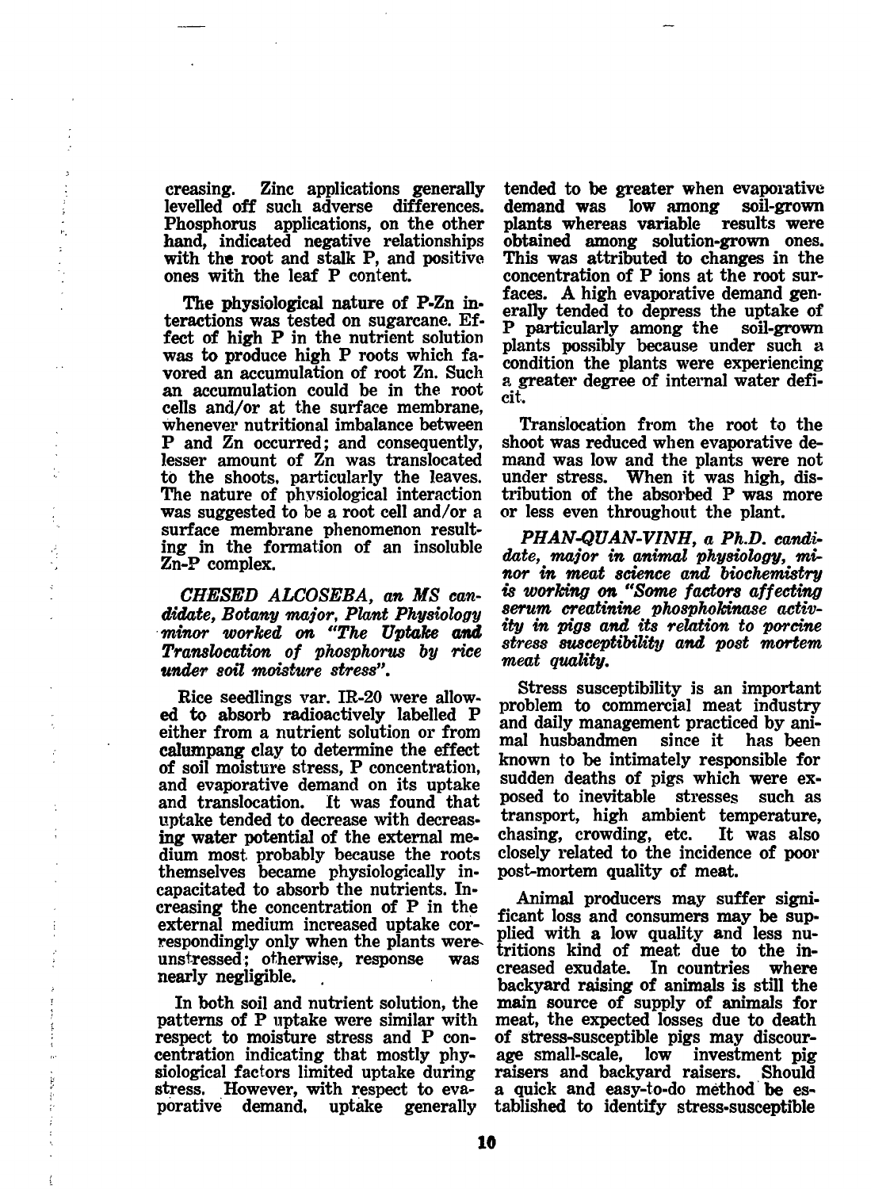creasing. Zinc applications generally levelled off such adverse differences. Phosphorus applications, on the other hand, indicated negative relationships with the root and stalk P, and positive ones with the leaf P content.

The physiological nature of P-Zn interactions was tested on sugarcane. Effect of high P in the nutrient solution was to produce high P roots which favored an accumulation of root Zn. Such an accumulation could be in the root cells and/or at the surface membrane, whenever nutritional imbalance between P and Zn occurred; and consequently, lesser amount of Zn was translocated to the shoots, particularly the leaves. The nature of physiological interaction was suggested to be a root cell and/or a surface membrane phenomenon resulting in the formation of an insoluble Zn-P complex.

*CHESED ALCOSEBA, an MS candidate, Botany major, Plant Physiology minor worked on "The Uptake and Translocation of phosphorus by rice under soil moisture stress".*

Rice seedlings var. IR-20 were allowed to absorb radioactively labelled P either from a nutrient solution or from calumpang clay to determine the effect of soil moisture stress, P concentration, and evaporative demand on its uptake and translocation. It was found that uptake tended to decrease with decreasing water potential of the external medium most probably because the roots themselves became physiologically incapacitated to absorb the nutrients. Increasing the concentration of P in the external medium increased uptake correspondingly only when the plants were unstressed; otherwise, response was nearly negligible.

In both soil and nutrient solution, the patterns of P uptake were similar with respect to moisture stress and P concentration indicating that mostly physiological factors limited uptake during stress. However, with respect to evaporative demand, uptake generally tended to be greater when evaporative demand was low among soil-grown plants whereas variable results were obtained among solution-grown ones. This was attributed to changes in the concentration of P ions at the root surfaces. A high evaporative demand generally tended to depress the uptake of P particularly among the soil-grown plants possibly because under such a condition the plants were experiencing a greater degree of internal water deficit.

Translocation from the root to the shoot was reduced when evaporative demand was low and the plants were not under stress. When it was high, distribution of the absorbed P was more or less even throughout the plant.

*PHAN-QUAN-VINH, a Ph.D. candidate, major in animal physiology, minor in meat science and biochemistry is working on "Some factors affecting serum creatinine phosphokinase activity in pigs and its relation to porcine stress susceptibility and post mortem meat quality.*

Stress susceptibility is an important problem to commercial meat industry and daily management practiced by animal husbandmen since it has been known to be intimately responsible for sudden deaths of pigs which were exposed to inevitable stresses such as transport, high ambient temperature, chasing, crowding, etc. It was also closely related to the incidence of poor post-mortem quality of meat.

Animal producers may suffer significant loss and consumers may be supplied with a low quality and less nutritions kind of meat due to the increased exudate. In countries where backyard raising of animals is still the main source of supply of animals for meat, the expected losses due to death of stress-susceptible pigs may discourage small-scale, low investment pig raisers and backyard raisers. Should a quick and easy-to-do method be established to identify stress-susceptible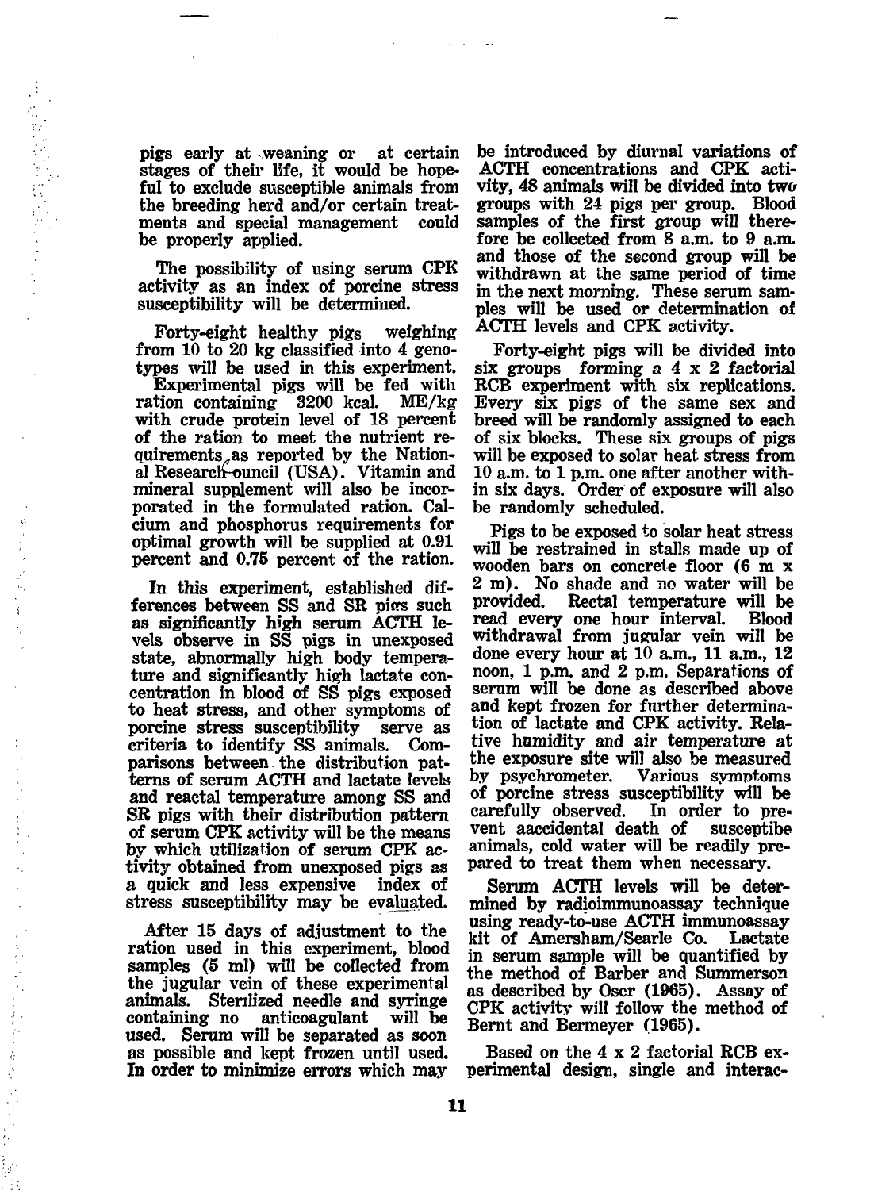pigs early at weaning or at certain stages of their life, it would be hopeful to exclude susceptible animals from the breeding herd and/or certain treatments and special management could be properly applied.

The possibility of using serum CPK activity as an index of porcine stress susceptibility will be determined.

Forty-eight healthy pigs weighing from 10 to 20 kg classified into 4 genotypes will be used in this experiment. Experimental pigs will be fed with ration containing 3200 kcal. ME/kg with crude protein level of 18 percent of the ration to meet the nutrient requirements as reported by the National Research Council (USA). Vitamin and mineral supplement will also be incorporated in the formulated ration. Calcium and phosphorus requirements for optimal growth will be supplied at 0.91 percent and 0.75 percent of the ration.

In this experiment, established differences between SS and SR pigs such as significantly high serum ACTH levels observe in SS pigs in unexposed state, abnormally high body temperature and significantly high lactate concentration in blood of SS pigs exposed to heat stress, and other symptoms of porcine stress susceptibility serve as criteria to identify SS animals. Comparisons between the distribution patterns of serum ACTH and lactate levels and reactal temperature among SS and SR pigs with their distribution pattern of serum CPK activity will be the means by which utilization of serum CPK activity obtained from unexposed pigs as a quick and less expensive index of stress susceptibility may be evaluated.

After 15 days of adjustment to the ration used in this experiment, blood samples (5 ml) will be collected from the jugular vein of these experimental animals. Sterilized needle and syringe containing no anticoagulant will be used. Serum will be separated as soon as possible and kept frozen until used. In order to minimize errors which may be introduced by diurnal variations of ACTH concentrations and CPK activity, 48 animals will be divided into two groups with 24 pigs per group. Blood samples of the first group will therefore be collected from 8 a.m. to 9 a.m. and those of the second group will be withdrawn at the same period of time in the next morning. These serum samples will be used or determination of ACTH levels and CPK activity.

Forty-eight pigs will be divided into six groups forming a 4 x 2 factorial RCB experiment with six replications. Every six pigs of the same sex and breed will be randomly assigned to each of six blocks. These six groups of pigs will be exposed to solar heat stress from 10 a.m. to 1 p.m. one after another within six days. Order of exposure will also be randomly scheduled.

Pigs to be exposed to solar heat stress will be restrained in stalls made up of wooden bars on concrete floor (6 m x 2 m). No shade and no water will be provided. Rectal temperature will be read every one hour interval. Blood withdrawal from jugular vein will be done every hour at 10 a.m., 11 a.m., 12 noon, 1 p.m. and 2 p.m. Separations of serum will be done as described above and kept frozen for further determination of lactate and CPK activity. Relative humidity and air temperature at the exposure site will also be measured by psychrometer. Various symptoms of porcine stress susceptibility will be carefully observed. In order to prevent aaccidental death of susceptibe animals, cold water will be readily prepared to treat them when necessary.

Serum ACTH levels will be determined by radioimmunoassay technique using ready-to-use ACTH immunoassay kit of Amersham/Searle Co. Lactate in serum sample will be quantified by the method of Barber and Summerson as described by Oser (1965). Assay of CPK activity will follow the method of Bernt and Bermeyer (1965).

Based on the 4 x 2 factorial RCB experimental design, single and interac-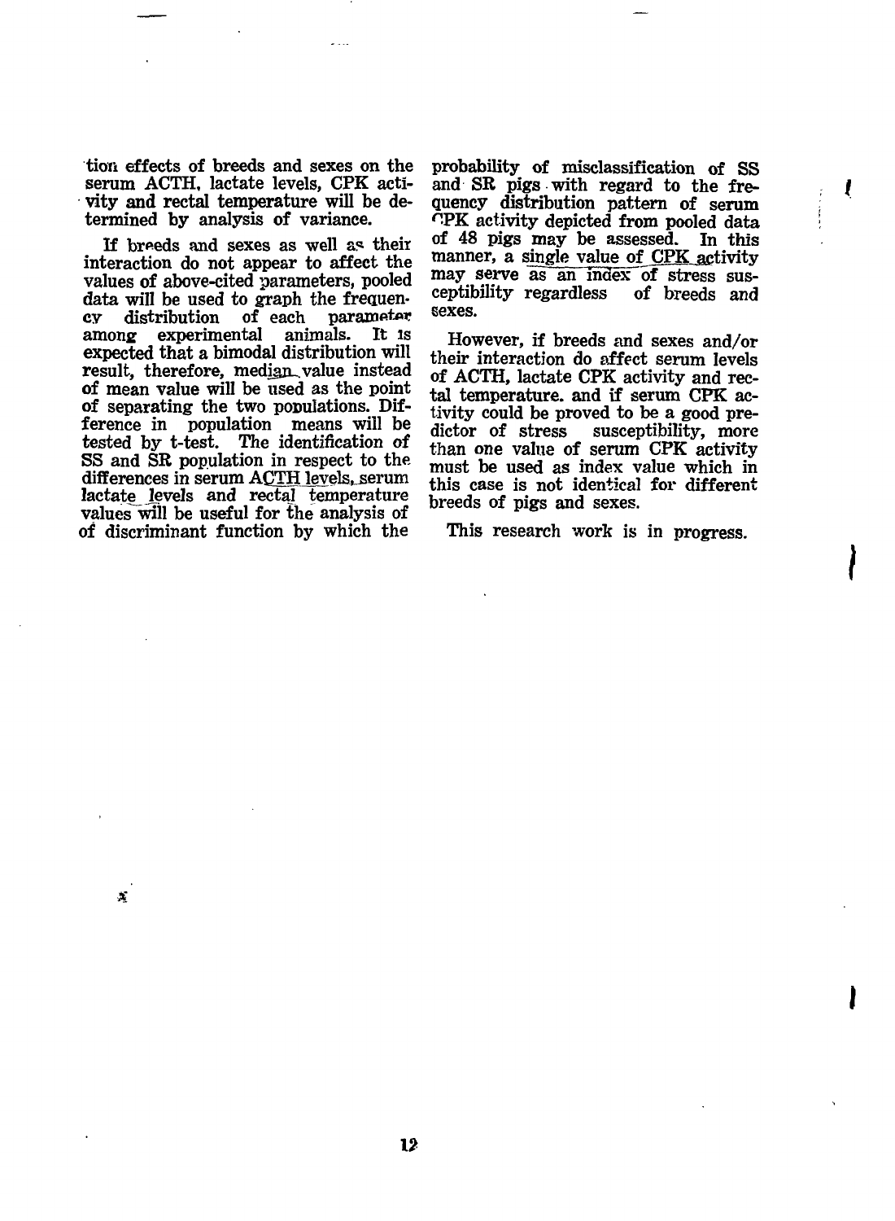tion effects of breeds and sexes on the serum ACTH, lactate levels, CPK activity and rectal temperature will be determined by analysis of variance.

If breeds and sexes as well as their interaction do not appear to affect the values of above-cited parameters, pooled data will be used to graph the frequency distribution of each parameter among experimental animals. It is expected that a bimodal distribution will result, therefore, median value instead of mean value will be used as the point of separating the two populations. Difference in population means will be tested by t-test. The identification of SS and SR population in respect to the differences in serum ACTH levels, serum lactate levels and rectal temperature values will be useful for the analysis of of discriminant function by which the probability of misclassification of SS and SR pigs with regard to the frequency distribution pattern of serum CPK activity depicted from pooled data of 48 pigs may be assessed. In this manner, a single value of CPK activity may serve as an index of stress susceptibility regardless of breeds and sexes.

However, if breeds and sexes and/or their interaction do affect serum levels of ACTH, lactate CPK activity and rectal temperature. and if serum CPK activity could be proved to be a good predictor of stress susceptibility, more than one value of serum CPK activity must be used as index value which in this case is not identical for different breeds of pigs and sexes.

This research work is in progress.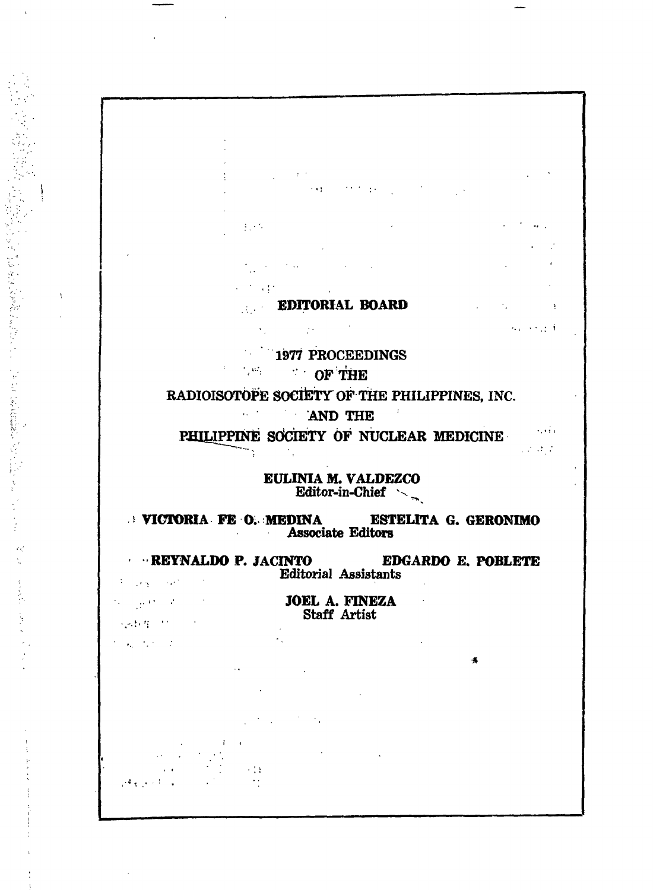## EDITORIAL BOARD

1977 PROCEEDINGS
OF THE
RADIOISOTOPE SOCIETY OF THE PHILIPPINES, INC.
AND THE
PHILIPPINE SOCIETY OF NUCLEAR MEDICINE

**EULINIA M. VALDEZCO**
Editor-in-Chief

**VICTORIA FE O. MEDINA** **ESTELITA G. GERONIMO**
Associate Editors

**REYNALDO P. JACINTO** **EDGARDO E. POBLETE**
Editorial Assistants

**JOEL A. FINEZA**
Staff Artist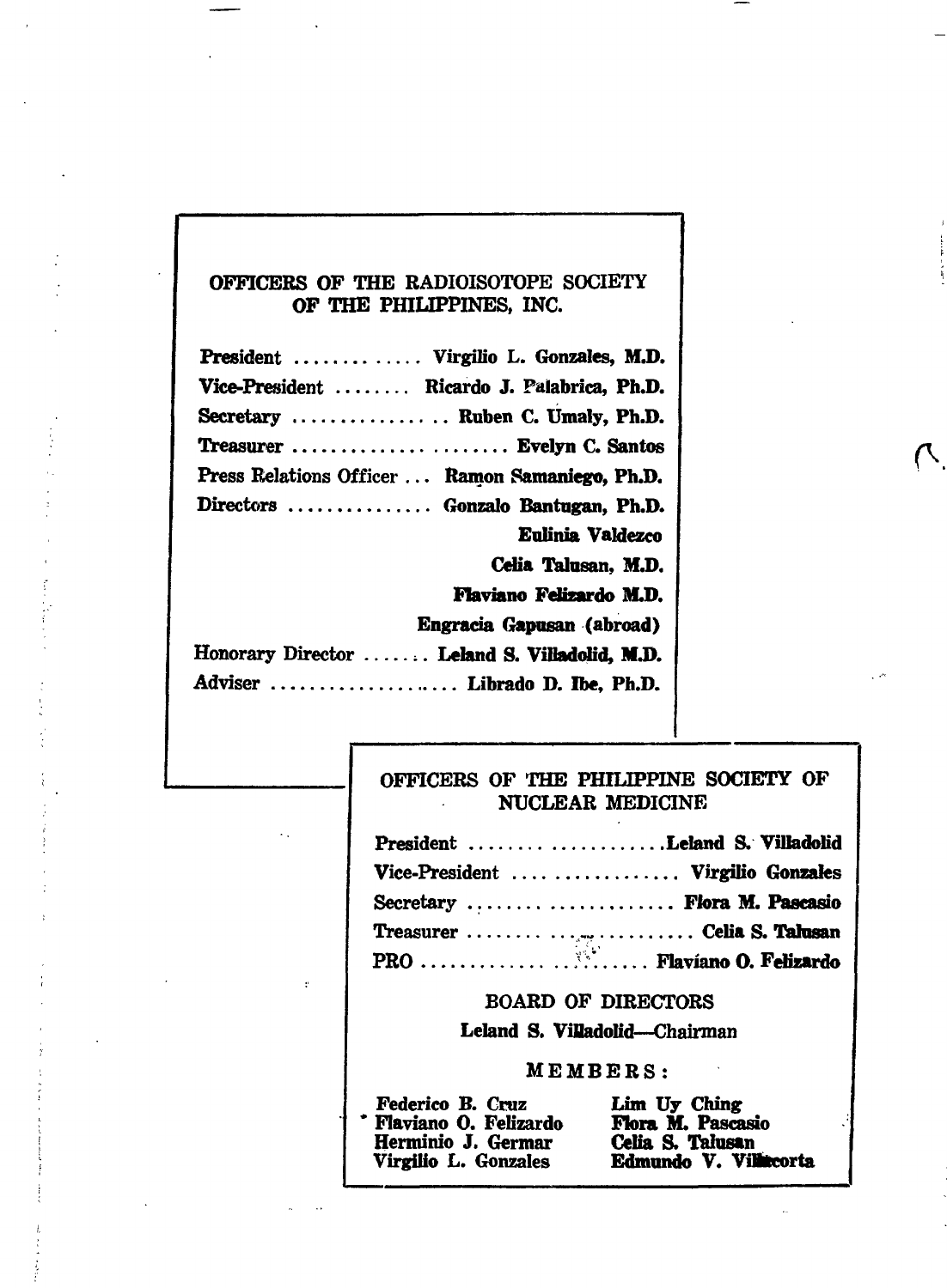## OFFICERS OF THE RADIOISOTOPE SOCIETY OF THE PHILIPPINES, INC.

| | |
|---|---|
| President | **Virgilio L. Gonzales, M.D.** |
| Vice-President | **Ricardo J. Palabrica, Ph.D.** |
| Secretary | **Ruben C. Umaly, Ph.D.** |
| Treasurer | **Evelyn C. Santos** |
| Press Relations Officer | **Ramon Samaniego, Ph.D.** |
| Directors | **Gonzalo Bantugan, Ph.D.** |
| | **Eulinia Valdezco** |
| | **Celia Talusan, M.D.** |
| | **Flaviano Felizardo M.D.** |
| | **Engracia Gapusan (abroad)** |
| Honorary Director | **Leland S. Villadolid, M.D.** |
| Adviser | **Librado D. Ibe, Ph.D.** |

## OFFICERS OF THE PHILIPPINE SOCIETY OF NUCLEAR MEDICINE

| | |
|---|---|
| President | **Leland S. Villadolid** |
| Vice-President | **Virgilio Gonzales** |
| Secretary | **Flora M. Pascasio** |
| Treasurer | **Celia S. Talusan** |
| PRO | **Flaviano O. Felizardo** |

### BOARD OF DIRECTORS

**Leland S. Villadolid**—Chairman

### MEMBERS:

| | |
|---|---|
| **Federico B. Cruz** | **Lim Uy Ching** |
| **Flaviano O. Felizardo** | **Flora M. Pascasio** |
| **Herminio J. Germar** | **Celia S. Talusan** |
| **Virgilio L. Gonzales** | **Edmundo V. Villacorta** |